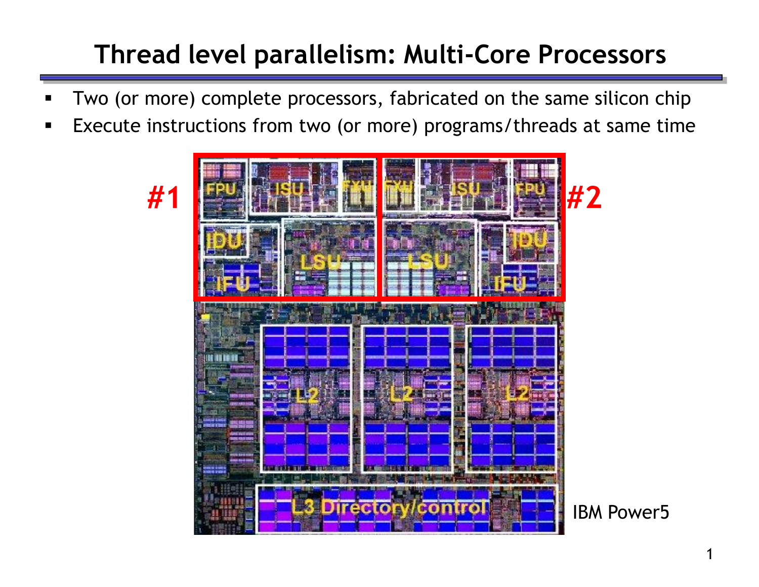# Thread level parallelism: Multi-Core Processors

- Two (or more) complete processors, fabricated on the same silicon chip
- Execute instructions from two (or more) programs/threads at same time

IBM Power5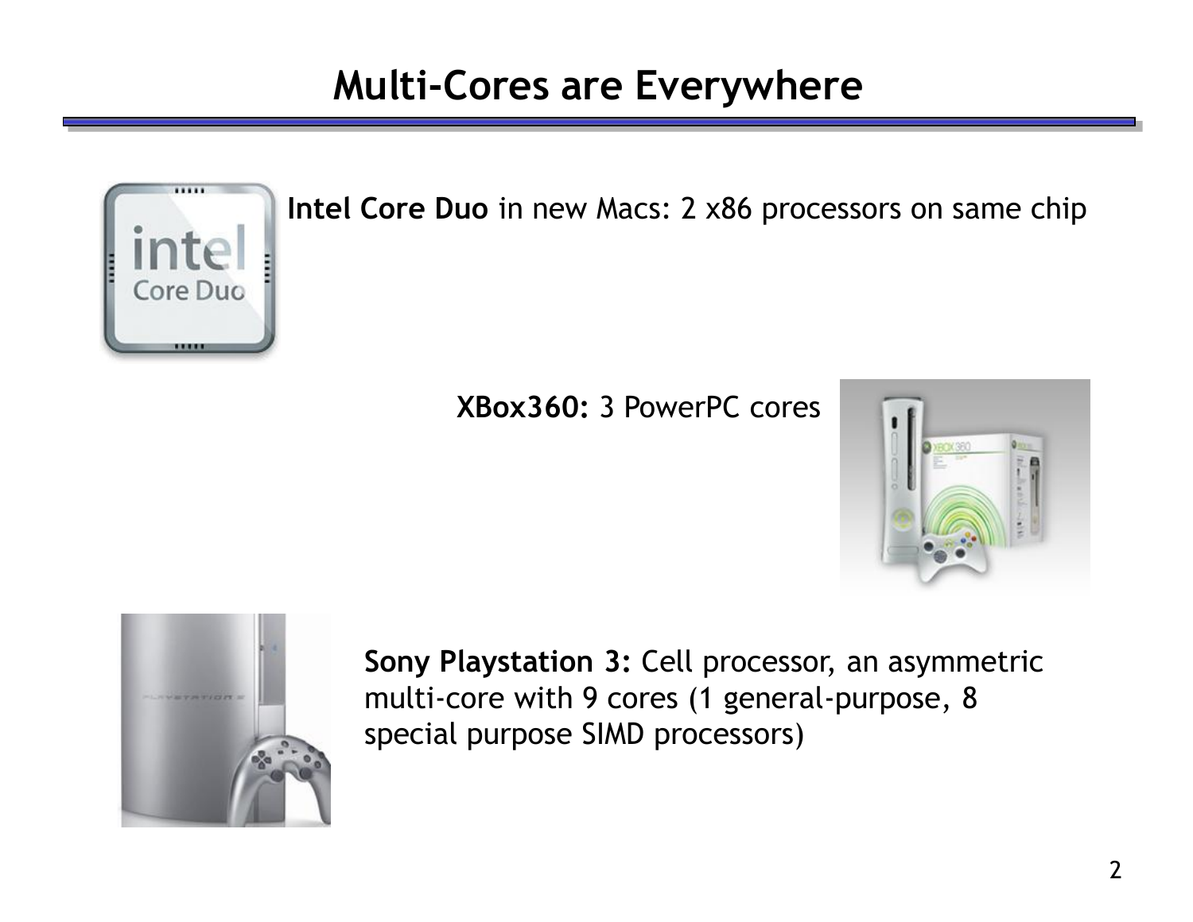# Multi-Cores are Everywhere

**Intel Core Duo** in new Macs: 2 x86 processors on same chip

**XBox360:** 3 PowerPC cores

**Sony Playstation 3:** Cell processor, an asymmetric multi-core with 9 cores (1 general-purpose, 8 special purpose SIMD processors)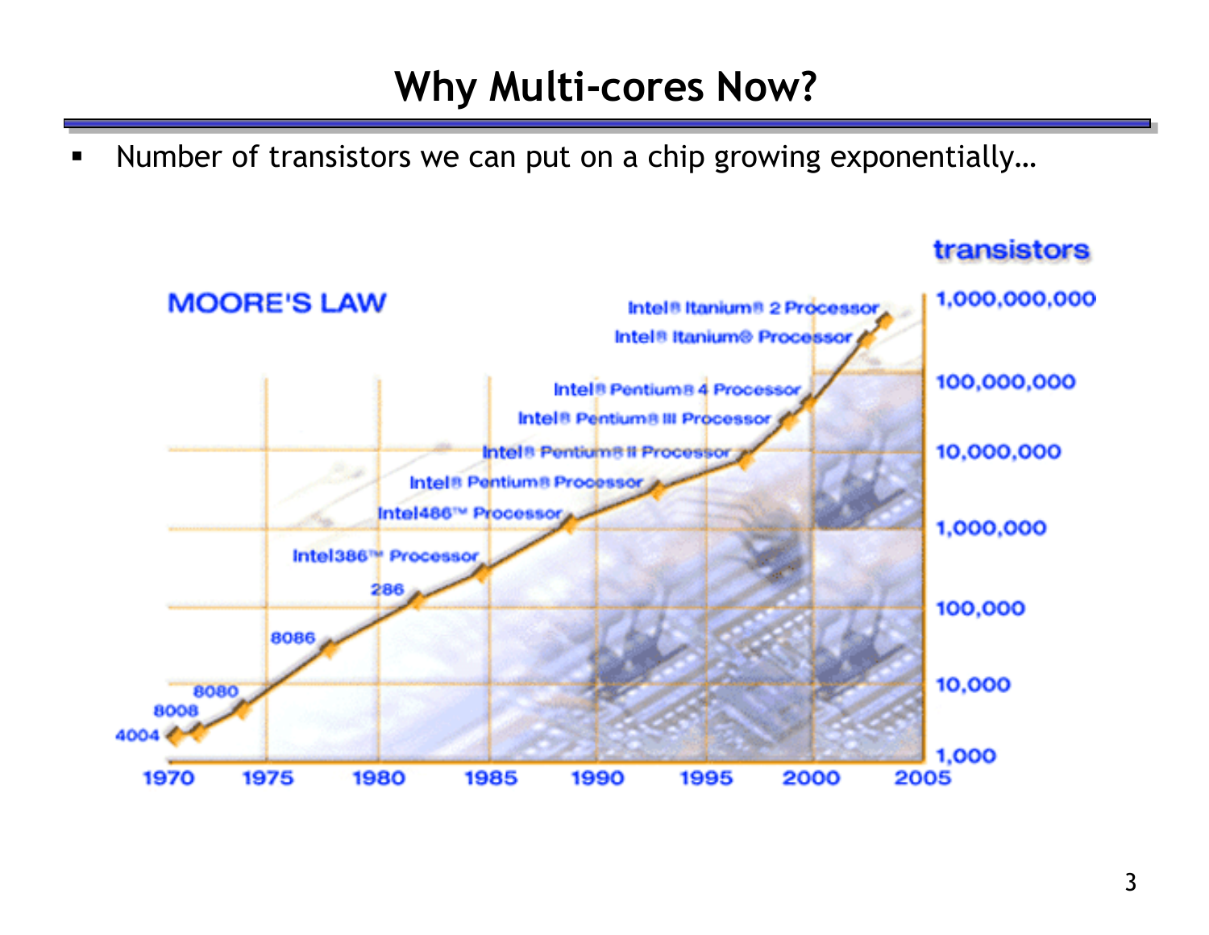# Why Multi-cores Now?

- Number of transistors we can put on a chip growing exponentially…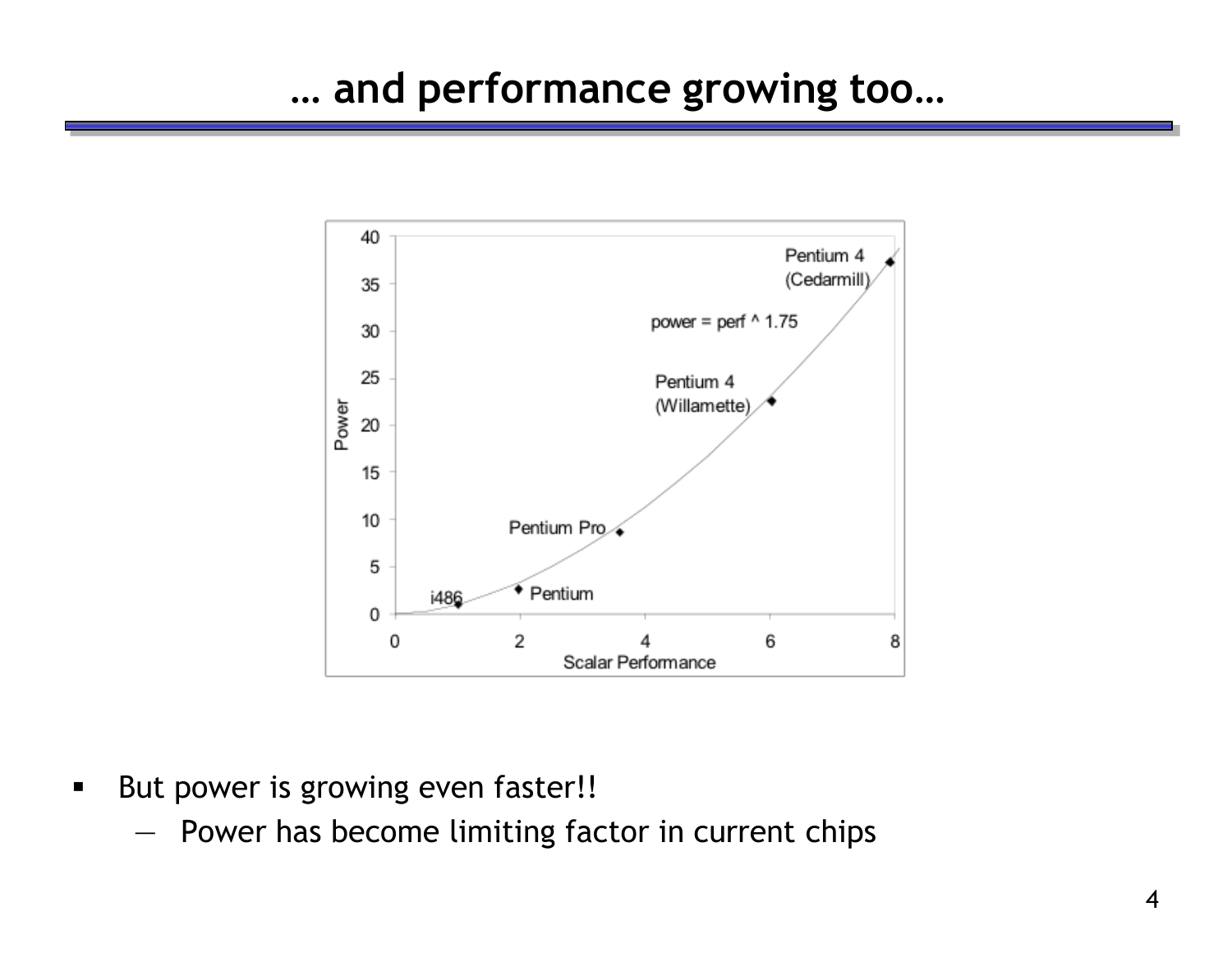# … and performance growing too…

- But power is growing even faster!!
  - Power has become limiting factor in current chips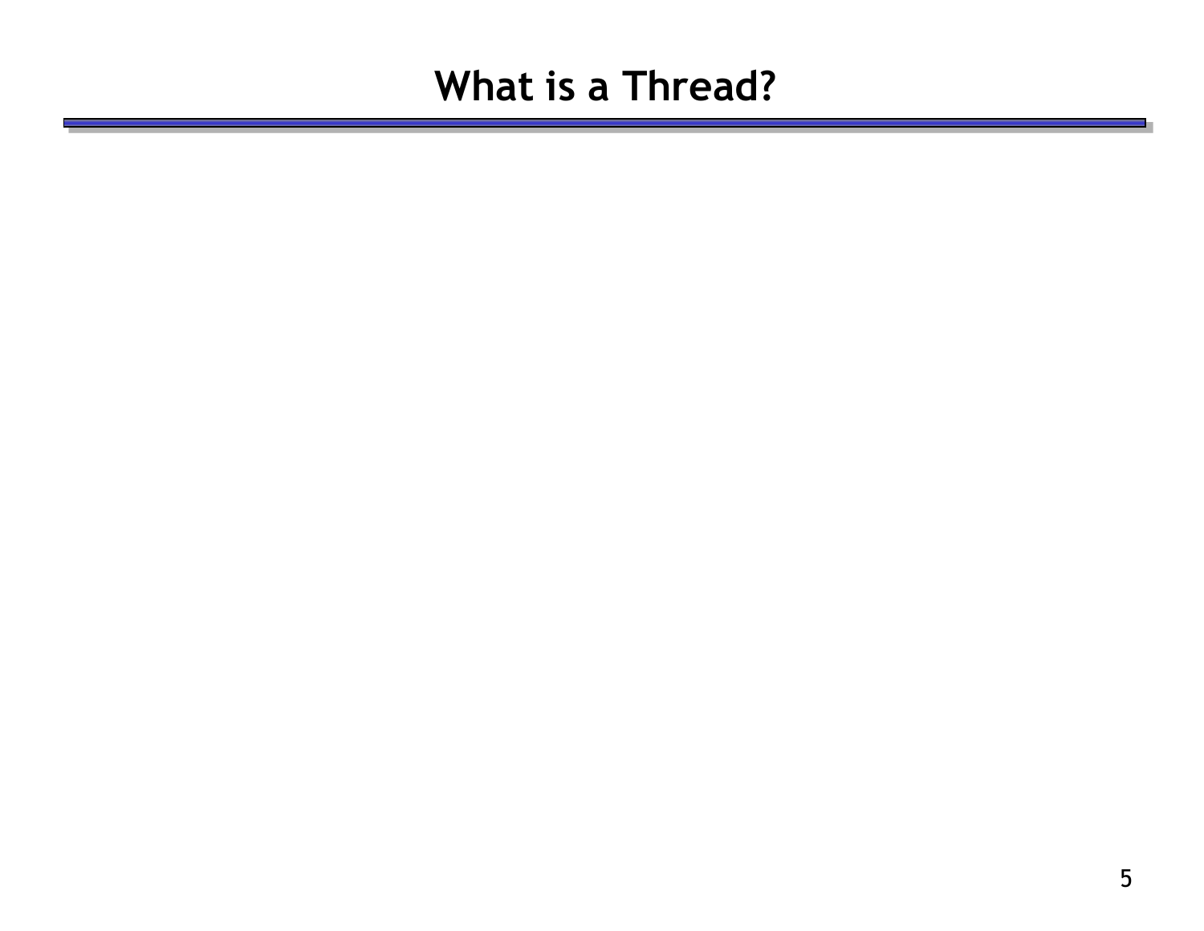# What is a Thread?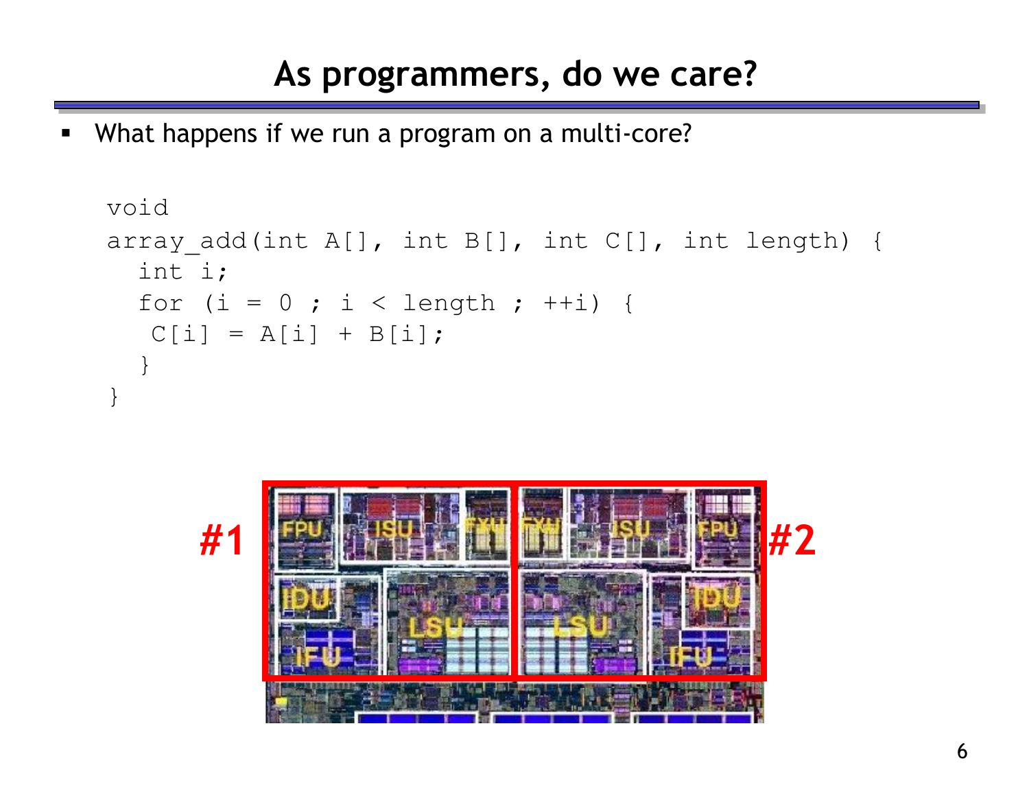# As programmers, do we care?

- What happens if we run a program on a multi-core?

```
void
array_add(int A[], int B[], int C[], int length) {
  int i;
  for (i = 0 ; i < length ; ++i) {
   C[i] = A[i] + B[i];
  }
}
```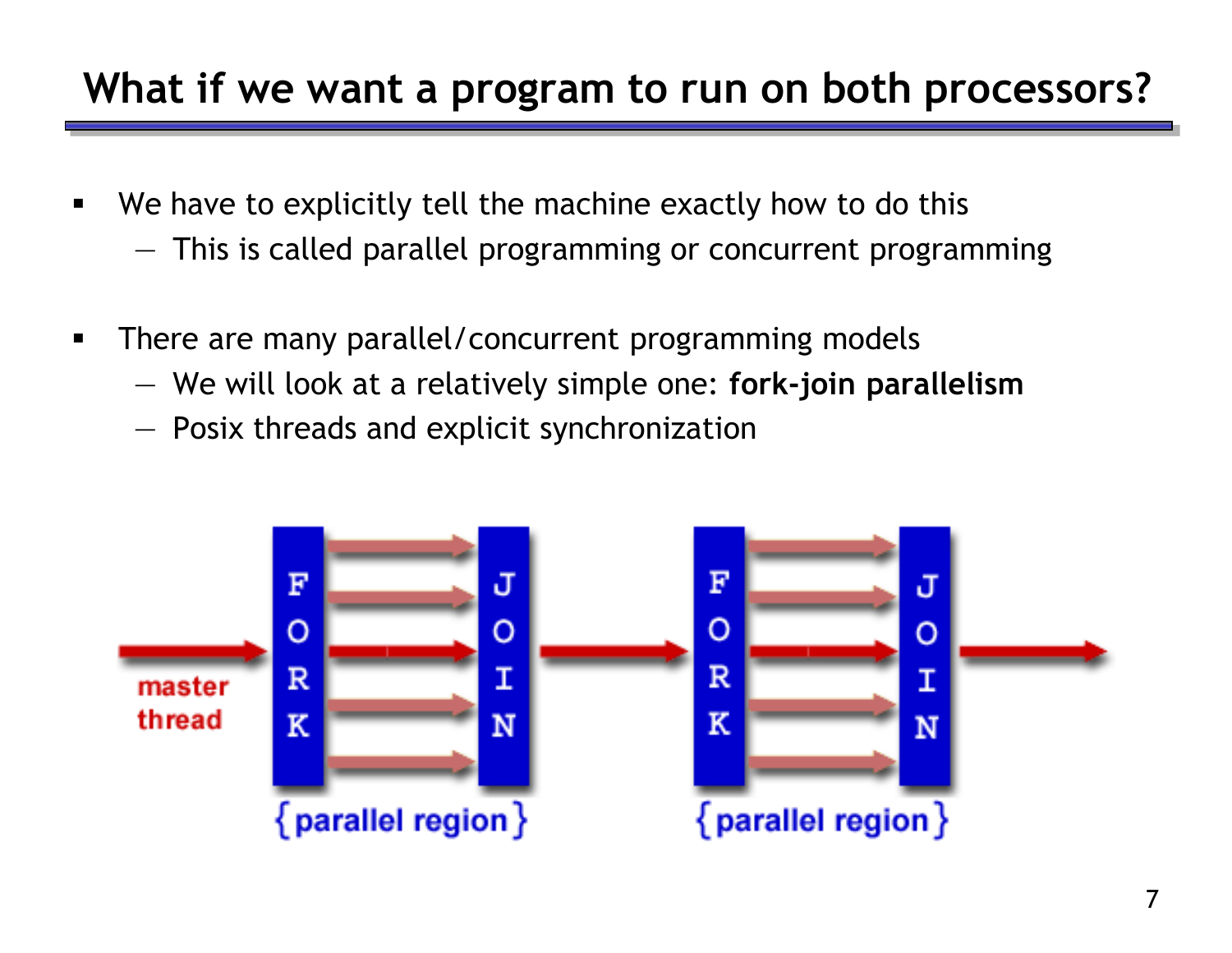# What if we want a program to run on both processors?

- We have to explicitly tell the machine exactly how to do this
  - This is called parallel programming or concurrent programming
- There are many parallel/concurrent programming models
  - We will look at a relatively simple one: **fork-join parallelism**
  - Posix threads and explicit synchronization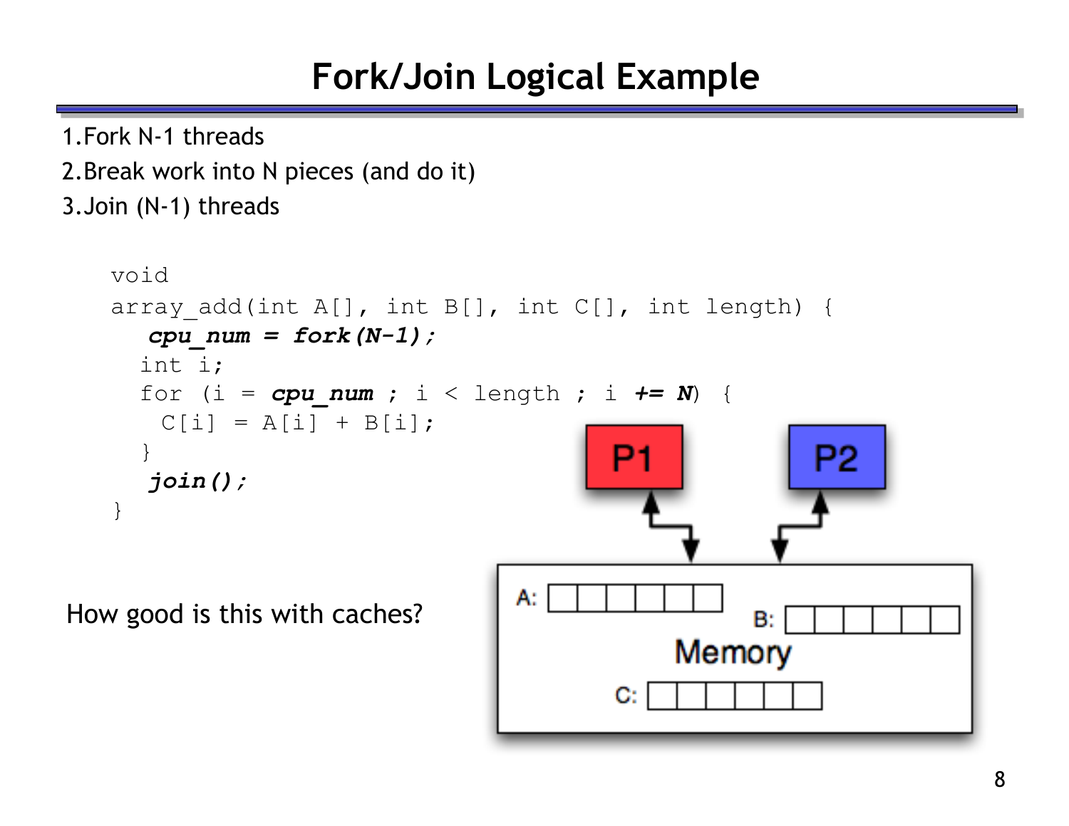# Fork/Join Logical Example

1. Fork N-1 threads
2. Break work into N pieces (and do it)
3. Join (N-1) threads

```
void
array_add(int A[], int B[], int C[], int length) {
   cpu_num = fork(N-1);
  int i;
  for (i = cpu_num ; i < length ; i += N) {
    C[i] = A[i] + B[i];
  }
   join();
}
```

How good is this with caches?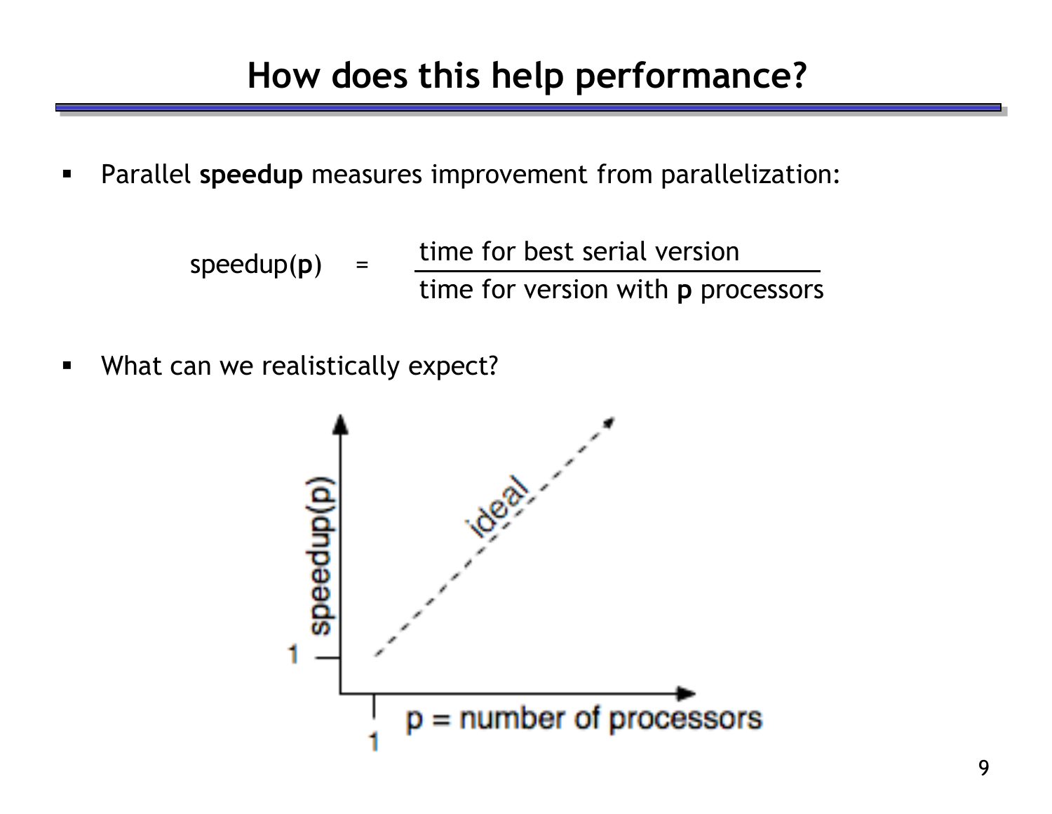# How does this help performance?

- Parallel **speedup** measures improvement from parallelization:

$$\text{speedup}(\mathbf{p}) = \frac{\text{time for best serial version}}{\text{time for version with } \mathbf{p} \text{ processors}}$$

- What can we realistically expect?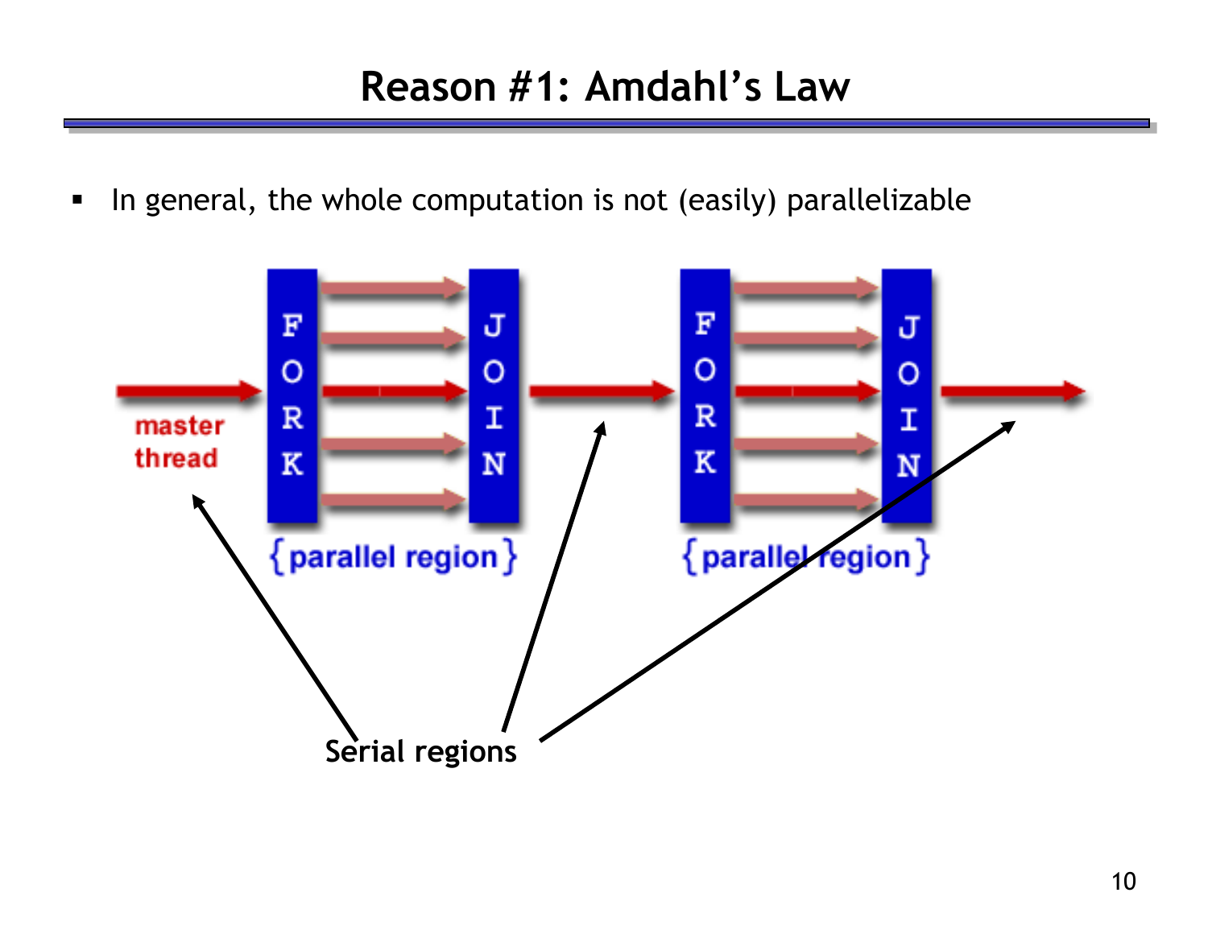# Reason #1: Amdahl's Law

- In general, the whole computation is not (easily) parallelizable

master thread

FORK

JOIN

{parallel region}

FORK

JOIN

{parallel region}

Serial regions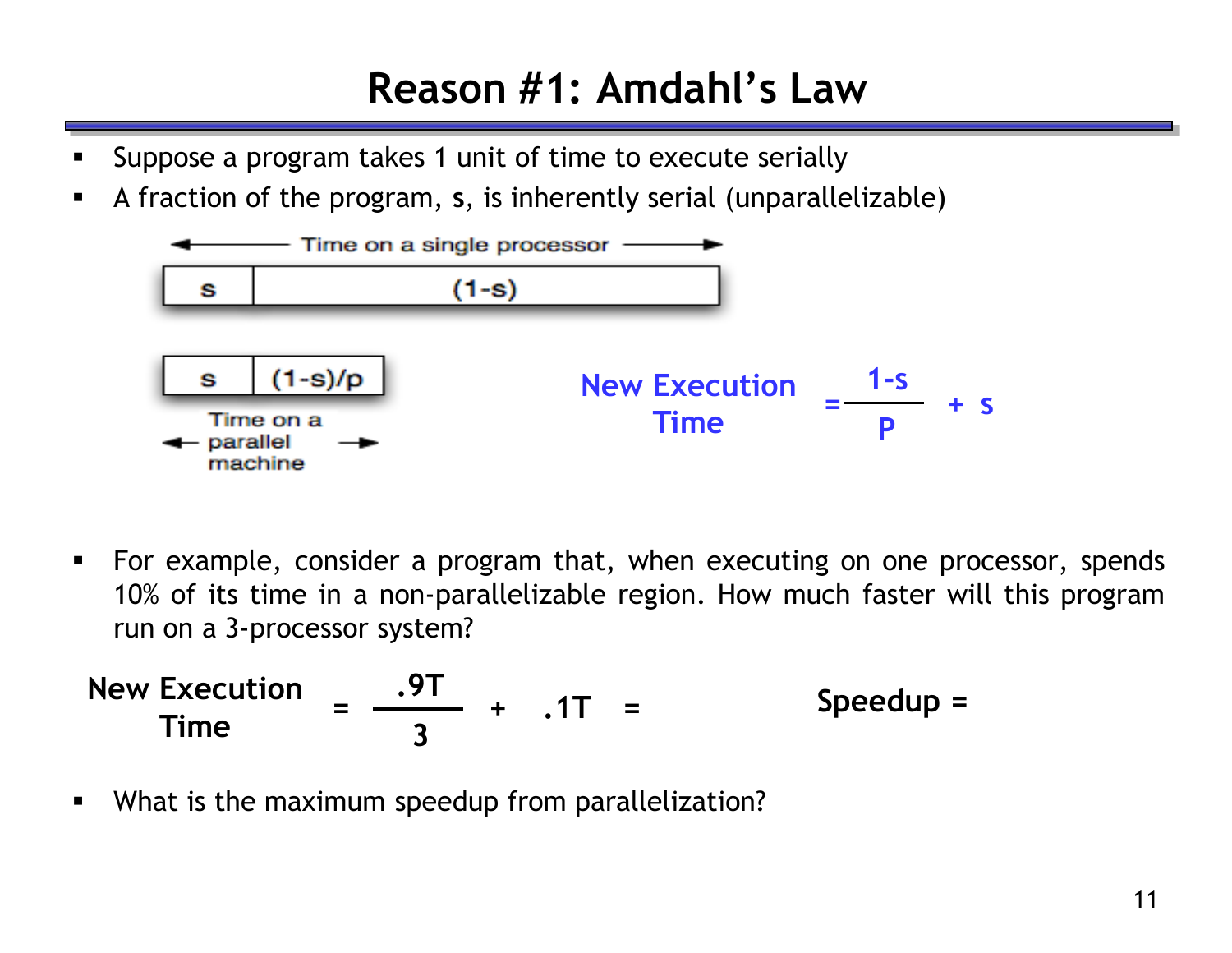# Reason #1: Amdahl's Law

- Suppose a program takes 1 unit of time to execute serially
- A fraction of the program, **s**, is inherently serial (unparallelizable)

← Time on a single processor →

| s | (1-s) |
|---|---|

| s | (1-s)/p |
|---|---|

← Time on a parallel machine →

$$\text{New Execution Time} = \frac{1-s}{P} + s$$

- For example, consider a program that, when executing on one processor, spends 10% of its time in a non-parallelizable region. How much faster will this program run on a 3-processor system?

$$\textbf{New Execution Time} = \frac{.9T}{3} + .1T =$$

**Speedup =**

- What is the maximum speedup from parallelization?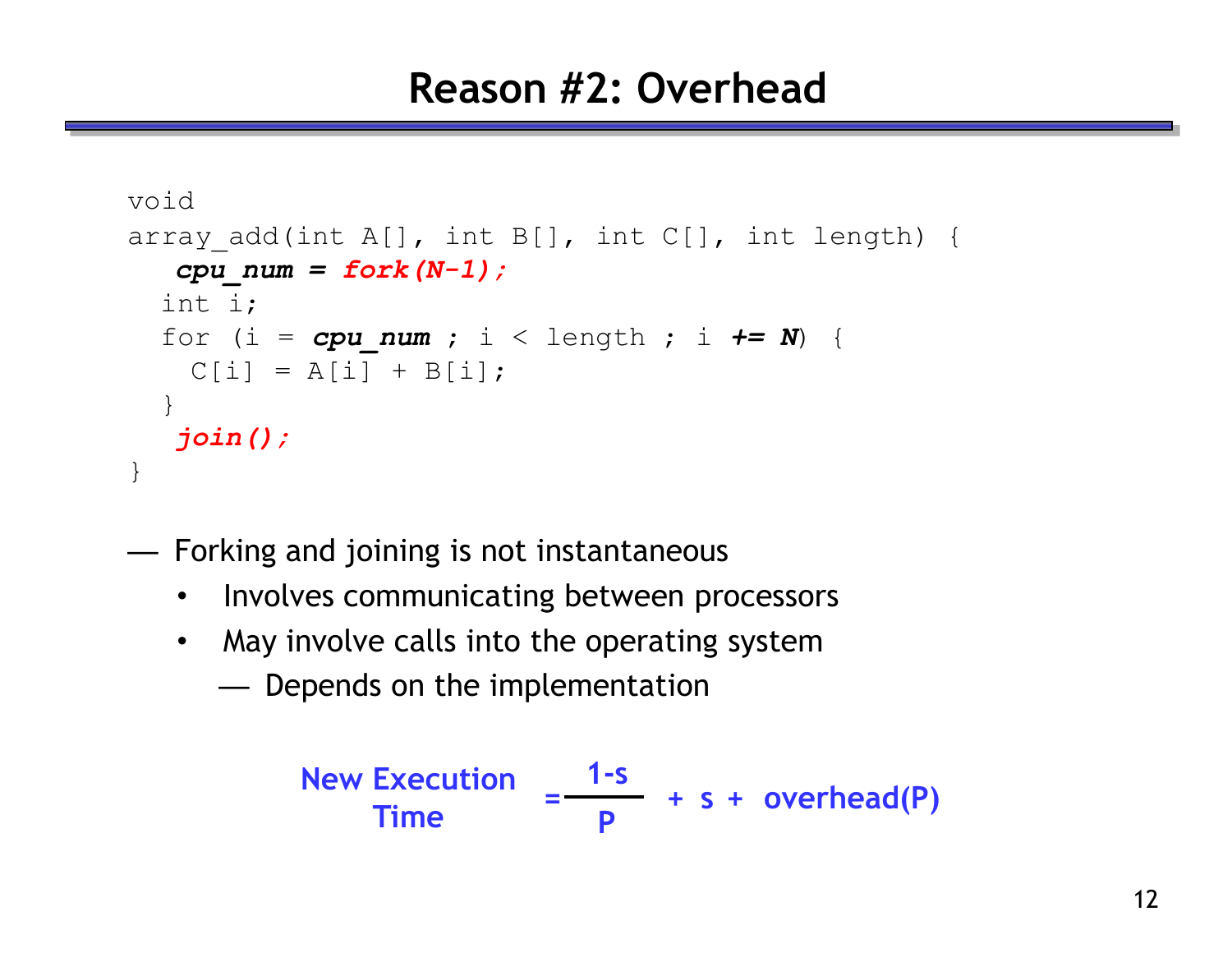# Reason #2: Overhead

```
void
array_add(int A[], int B[], int C[], int length) {
   cpu_num = fork(N-1);
  int i;
  for (i = cpu_num ; i < length ; i += N) {
    C[i] = A[i] + B[i];
  }
   join();
}
```

— Forking and joining is not instantaneous
  - Involves communicating between processors
  - May involve calls into the operating system
    — Depends on the implementation

$$\text{New Execution Time} = \frac{1-s}{P} + s + \text{overhead}(P)$$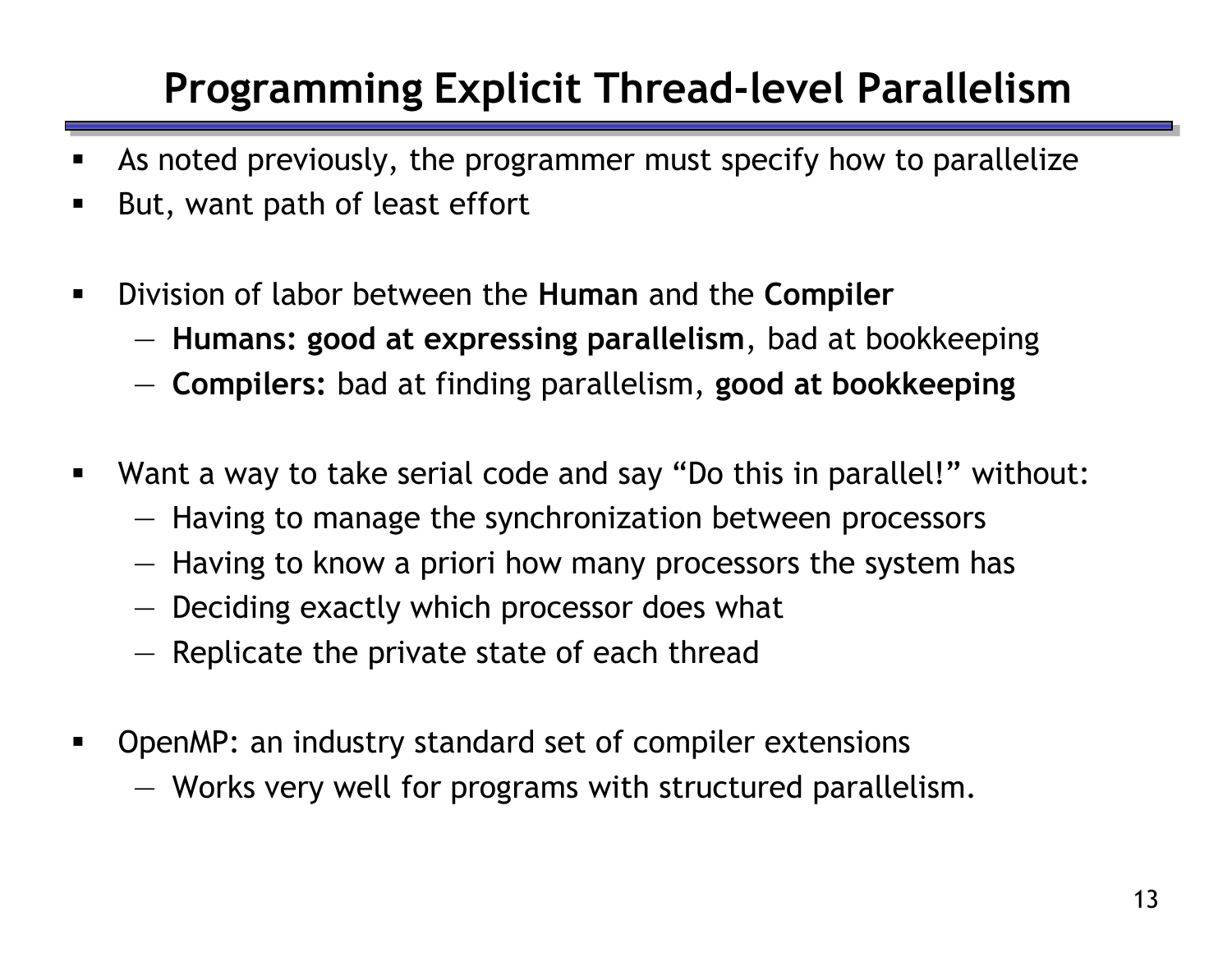# Programming Explicit Thread-level Parallelism

- As noted previously, the programmer must specify how to parallelize
- But, want path of least effort

- Division of labor between the **Human** and the **Compiler**
  - **Humans: good at expressing parallelism**, bad at bookkeeping
  - **Compilers:** bad at finding parallelism, **good at bookkeeping**

- Want a way to take serial code and say "Do this in parallel!" without:
  - Having to manage the synchronization between processors
  - Having to know a priori how many processors the system has
  - Deciding exactly which processor does what
  - Replicate the private state of each thread

- OpenMP: an industry standard set of compiler extensions
  - Works very well for programs with structured parallelism.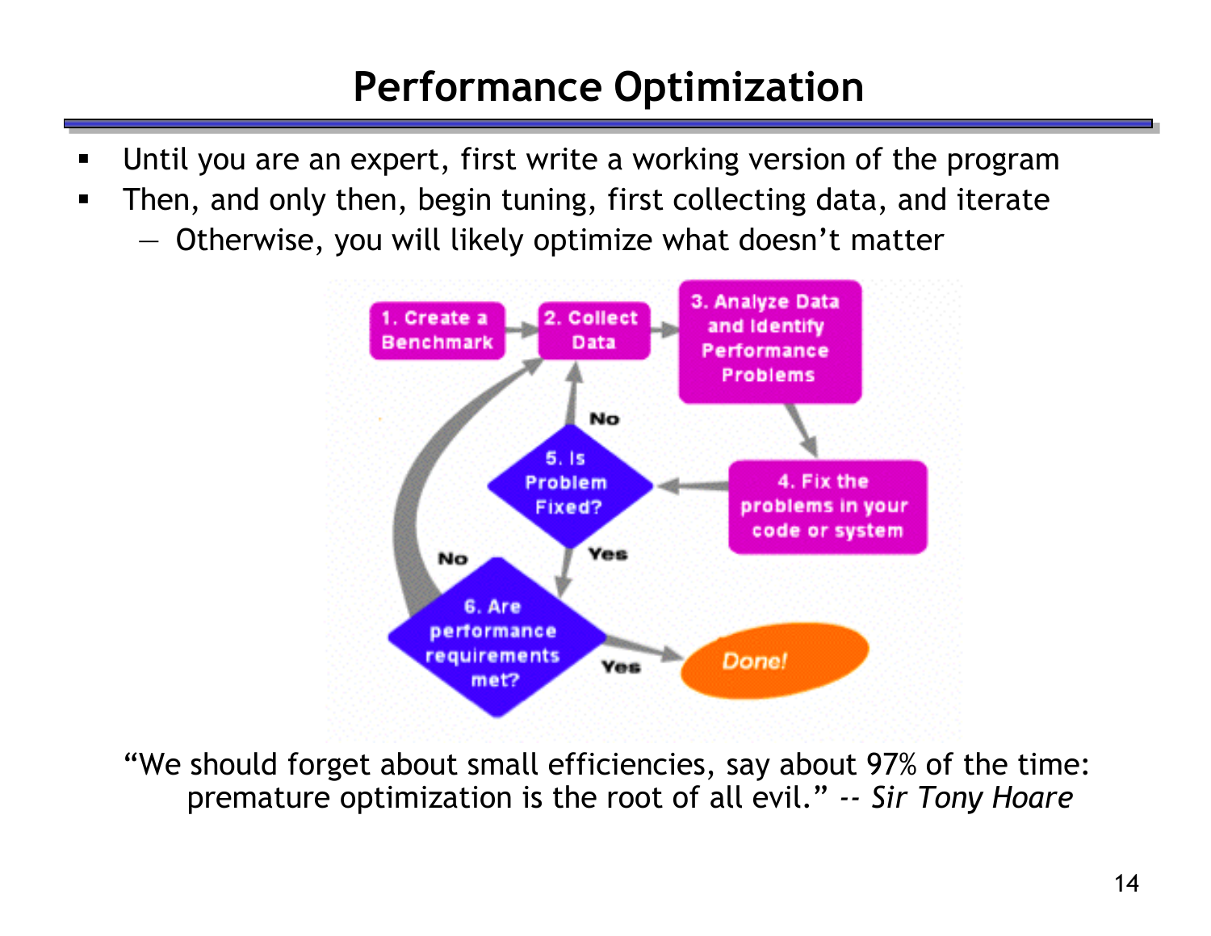# Performance Optimization

- Until you are an expert, first write a working version of the program
- Then, and only then, begin tuning, first collecting data, and iterate
  - Otherwise, you will likely optimize what doesn't matter

1. Create a Benchmark
2. Collect Data
3. Analyze Data and Identify Performance Problems
4. Fix the problems in your code or system
5. Is Problem Fixed? (No → 2. Collect Data; Yes → 6)
6. Are performance requirements met? (No → 2. Collect Data; Yes → Done!)

"We should forget about small efficiencies, say about 97% of the time: premature optimization is the root of all evil." -- *Sir Tony Hoare*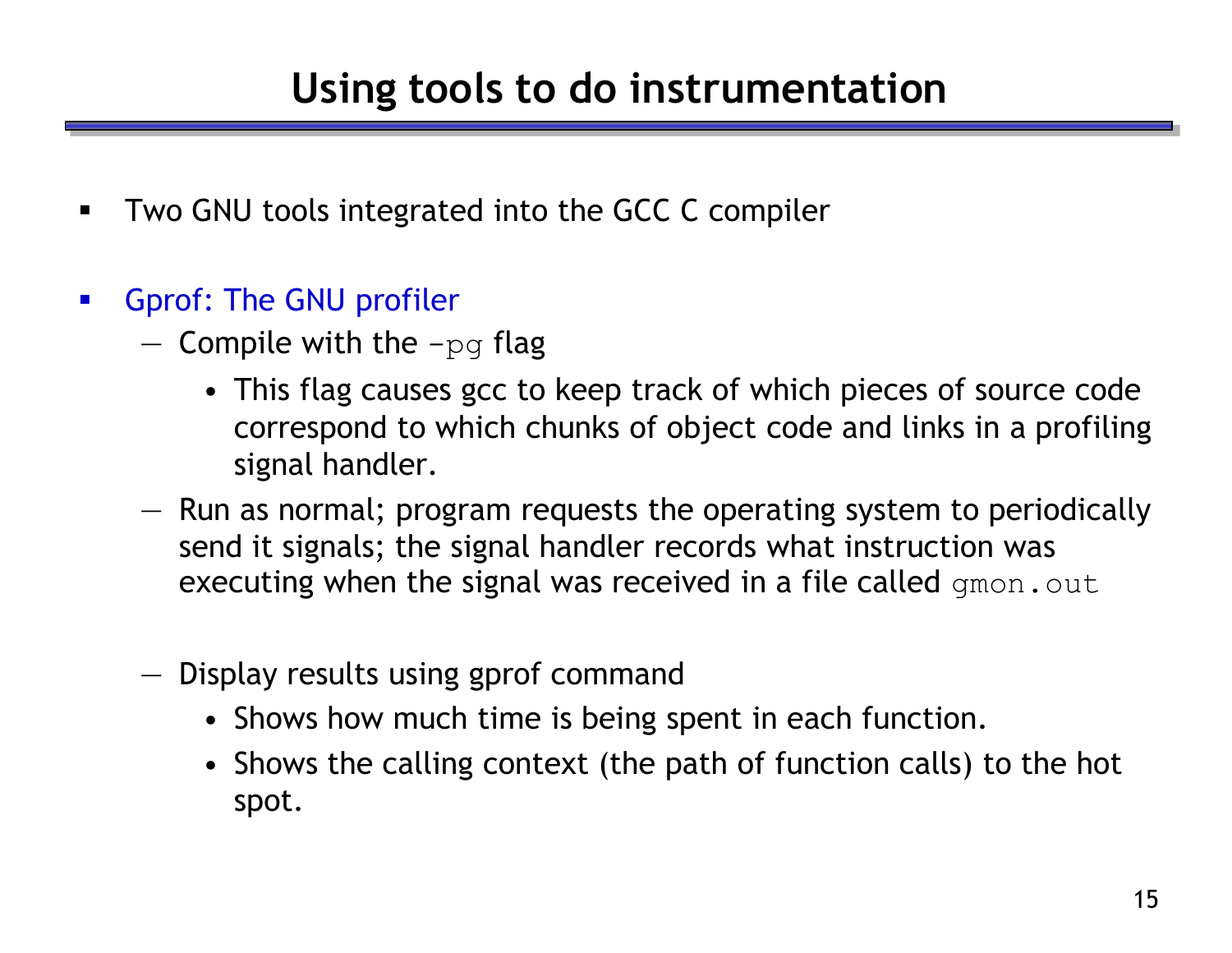# Using tools to do instrumentation

- Two GNU tools integrated into the GCC C compiler
- Gprof: The GNU profiler
  - Compile with the `-pg` flag
    - This flag causes gcc to keep track of which pieces of source code correspond to which chunks of object code and links in a profiling signal handler.
  - Run as normal; program requests the operating system to periodically send it signals; the signal handler records what instruction was executing when the signal was received in a file called `gmon.out`
  - Display results using gprof command
    - Shows how much time is being spent in each function.
    - Shows the calling context (the path of function calls) to the hot spot.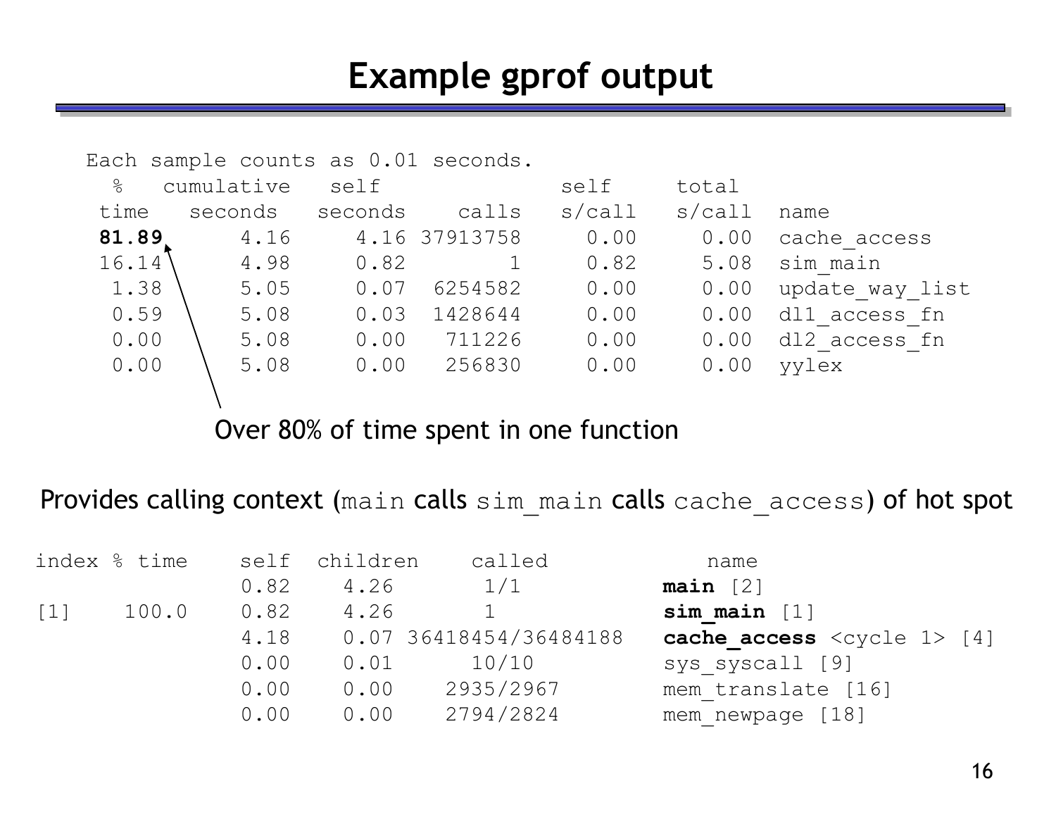# Example gprof output

```
Each sample counts as 0.01 seconds.
  %   cumulative   self              self     total
 time   seconds   seconds    calls   s/call   s/call  name
 81.89      4.16     4.16 37913758     0.00     0.00  cache_access
 16.14      4.98     0.82        1     0.82     5.08  sim_main
  1.38      5.05     0.07  6254582     0.00     0.00  update_way_list
  0.59      5.08     0.03  1428644     0.00     0.00  dl1_access_fn
  0.00      5.08     0.00   711226     0.00     0.00  dl2_access_fn
  0.00      5.08     0.00   256830     0.00     0.00  yylex
```

Over 80% of time spent in one function

Provides calling context (`main` calls `sim_main` calls `cache_access`) of hot spot

```
index % time    self  children    called            name
                0.82    4.26       1/1             main [2]
[1]    100.0    0.82    4.26       1               sim_main [1]
                4.18    0.07 36418454/36484188     cache_access <cycle 1> [4]
                0.00    0.01      10/10            sys_syscall [9]
                0.00    0.00    2935/2967          mem_translate [16]
                0.00    0.00    2794/2824          mem_newpage [18]
```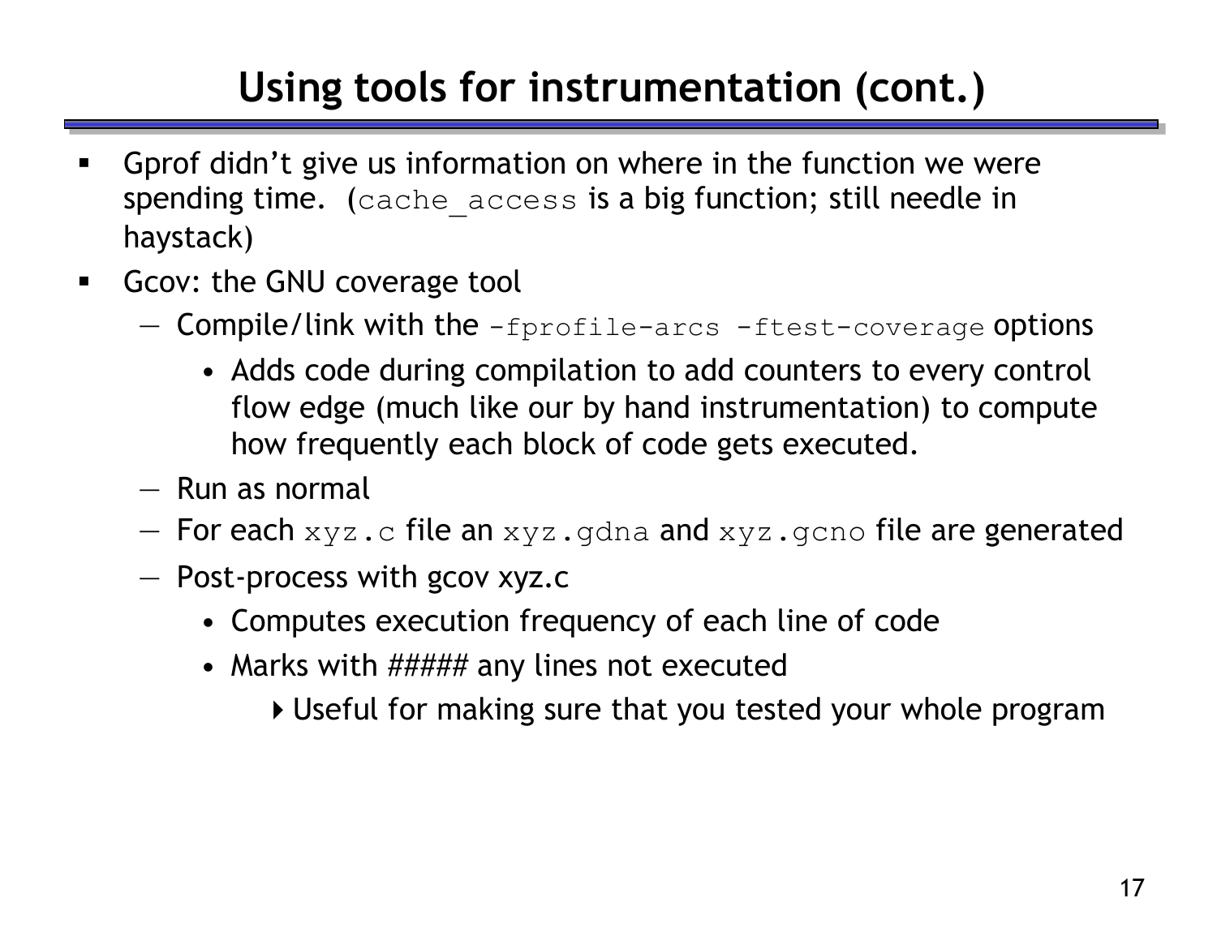# Using tools for instrumentation (cont.)

- Gprof didn't give us information on where in the function we were spending time. (`cache_access` is a big function; still needle in haystack)
- Gcov: the GNU coverage tool
  - Compile/link with the `-fprofile-arcs -ftest-coverage` options
    - Adds code during compilation to add counters to every control flow edge (much like our by hand instrumentation) to compute how frequently each block of code gets executed.
  - Run as normal
  - For each `xyz.c` file an `xyz.gdna` and `xyz.gcno` file are generated
  - Post-process with gcov xyz.c
    - Computes execution frequency of each line of code
    - Marks with ##### any lines not executed
      - Useful for making sure that you tested your whole program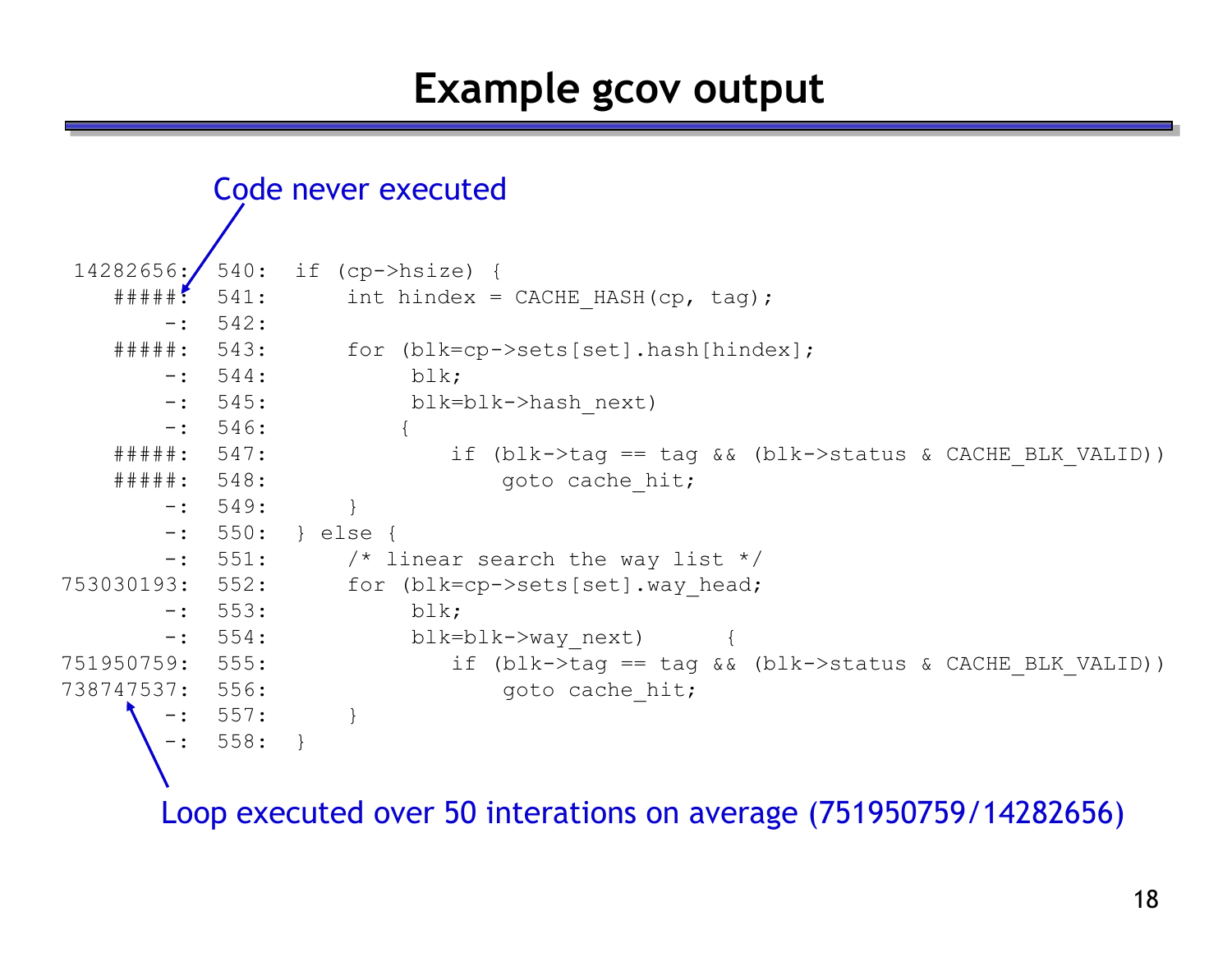# Example gcov output

Code never executed

```
 14282656:  540:  if (cp->hsize) {
    #####:  541:      int hindex = CACHE_HASH(cp, tag);
        -:  542:
    #####:  543:      for (blk=cp->sets[set].hash[hindex];
        -:  544:           blk;
        -:  545:           blk=blk->hash_next)
        -:  546:         {
    #####:  547:             if (blk->tag == tag && (blk->status & CACHE_BLK_VALID))
    #####:  548:                 goto cache_hit;
        -:  549:      }
        -:  550:  } else {
        -:  551:      /* linear search the way list */
753030193:  552:      for (blk=cp->sets[set].way_head;
        -:  553:           blk;
        -:  554:           blk=blk->way_next)      {
751950759:  555:             if (blk->tag == tag && (blk->status & CACHE_BLK_VALID))
738747537:  556:                 goto cache_hit;
        -:  557:      }
        -:  558:  }
```

Loop executed over 50 interations on average (751950759/14282656)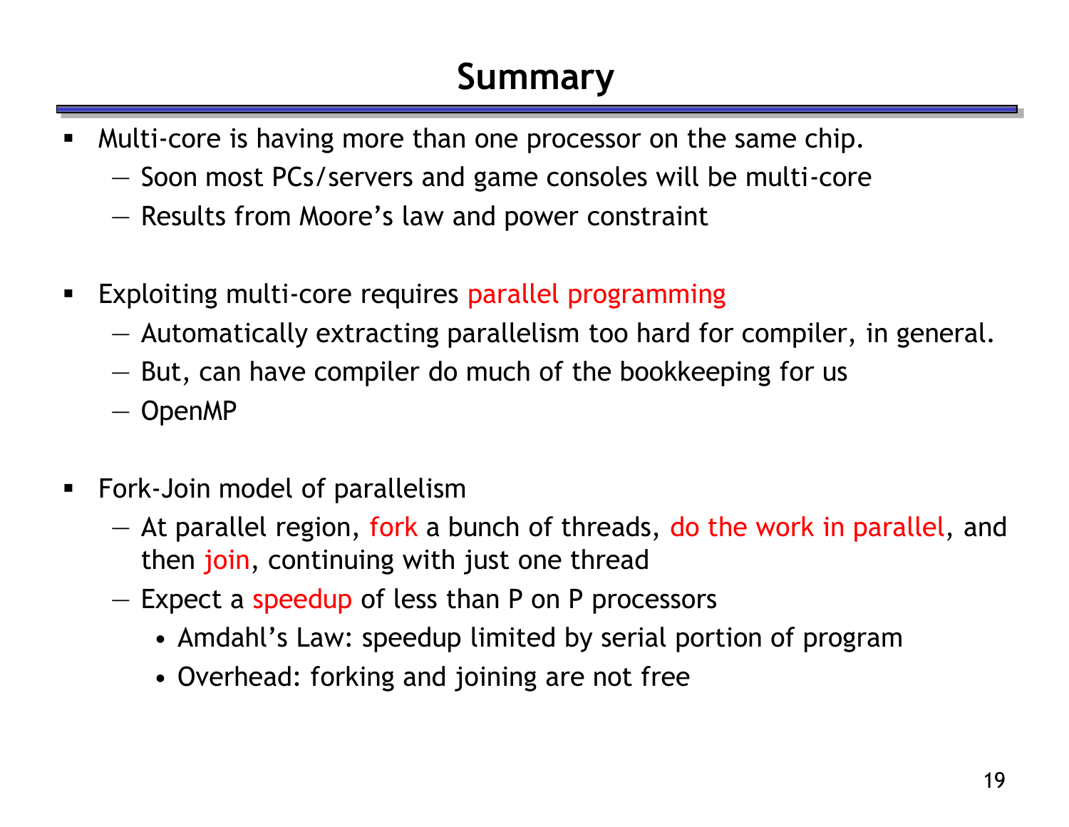# Summary

- Multi-core is having more than one processor on the same chip.
  - Soon most PCs/servers and game consoles will be multi-core
  - Results from Moore's law and power constraint

- Exploiting multi-core requires parallel programming
  - Automatically extracting parallelism too hard for compiler, in general.
  - But, can have compiler do much of the bookkeeping for us
  - OpenMP

- Fork-Join model of parallelism
  - At parallel region, fork a bunch of threads, do the work in parallel, and then join, continuing with just one thread
  - Expect a speedup of less than P on P processors
    - Amdahl's Law: speedup limited by serial portion of program
    - Overhead: forking and joining are not free